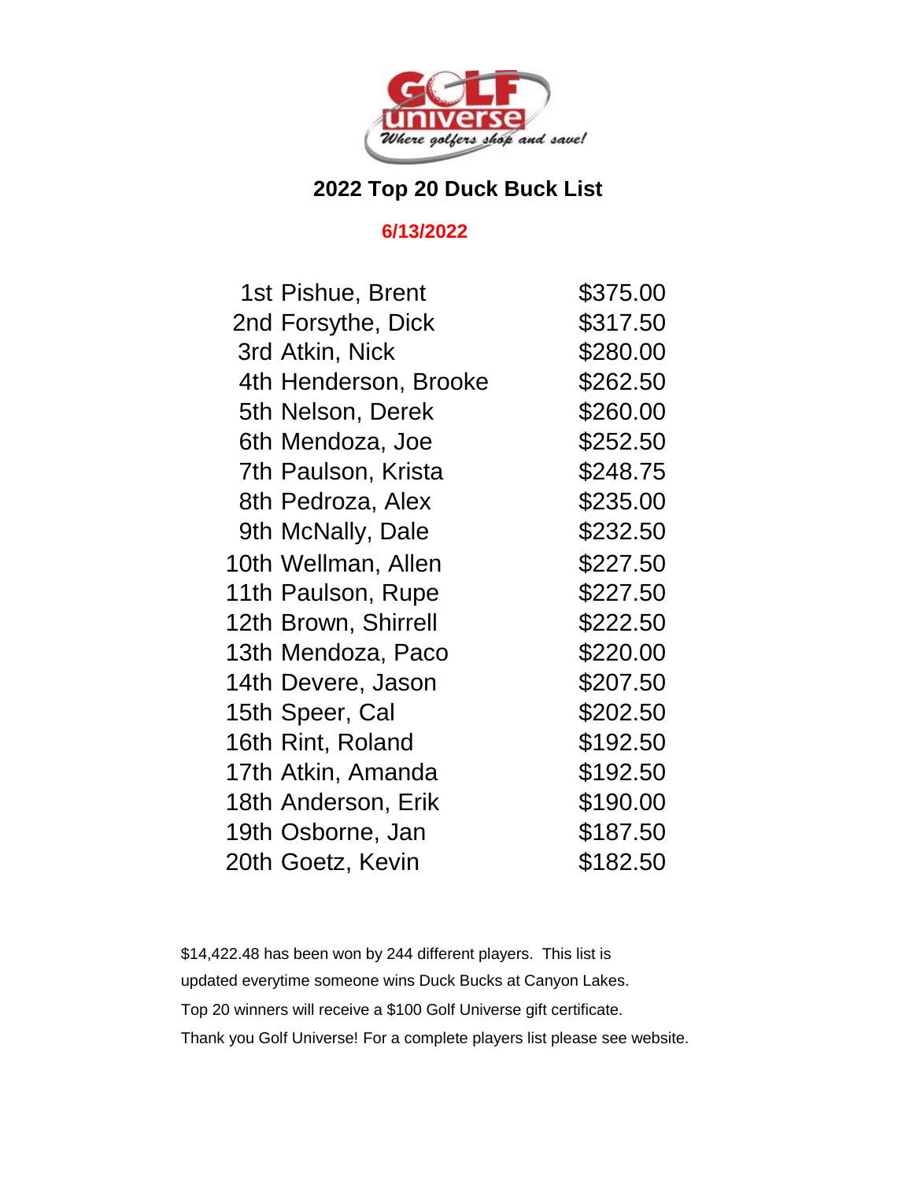GOLF universe
*Where golfers shop and save!*

# 2022 Top 20 Duck Buck List

**6/13/2022**

| Rank | Name | Amount |
| --- | --- | --- |
| 1st | Pishue, Brent | $375.00 |
| 2nd | Forsythe, Dick | $317.50 |
| 3rd | Atkin, Nick | $280.00 |
| 4th | Henderson, Brooke | $262.50 |
| 5th | Nelson, Derek | $260.00 |
| 6th | Mendoza, Joe | $252.50 |
| 7th | Paulson, Krista | $248.75 |
| 8th | Pedroza, Alex | $235.00 |
| 9th | McNally, Dale | $232.50 |
| 10th | Wellman, Allen | $227.50 |
| 11th | Paulson, Rupe | $227.50 |
| 12th | Brown, Shirrell | $222.50 |
| 13th | Mendoza, Paco | $220.00 |
| 14th | Devere, Jason | $207.50 |
| 15th | Speer, Cal | $202.50 |
| 16th | Rint, Roland | $192.50 |
| 17th | Atkin, Amanda | $192.50 |
| 18th | Anderson, Erik | $190.00 |
| 19th | Osborne, Jan | $187.50 |
| 20th | Goetz, Kevin | $182.50 |

$14,422.48 has been won by 244 different players. This list is updated everytime someone wins Duck Bucks at Canyon Lakes.

Top 20 winners will receive a $100 Golf Universe gift certificate.

Thank you Golf Universe! For a complete players list please see website.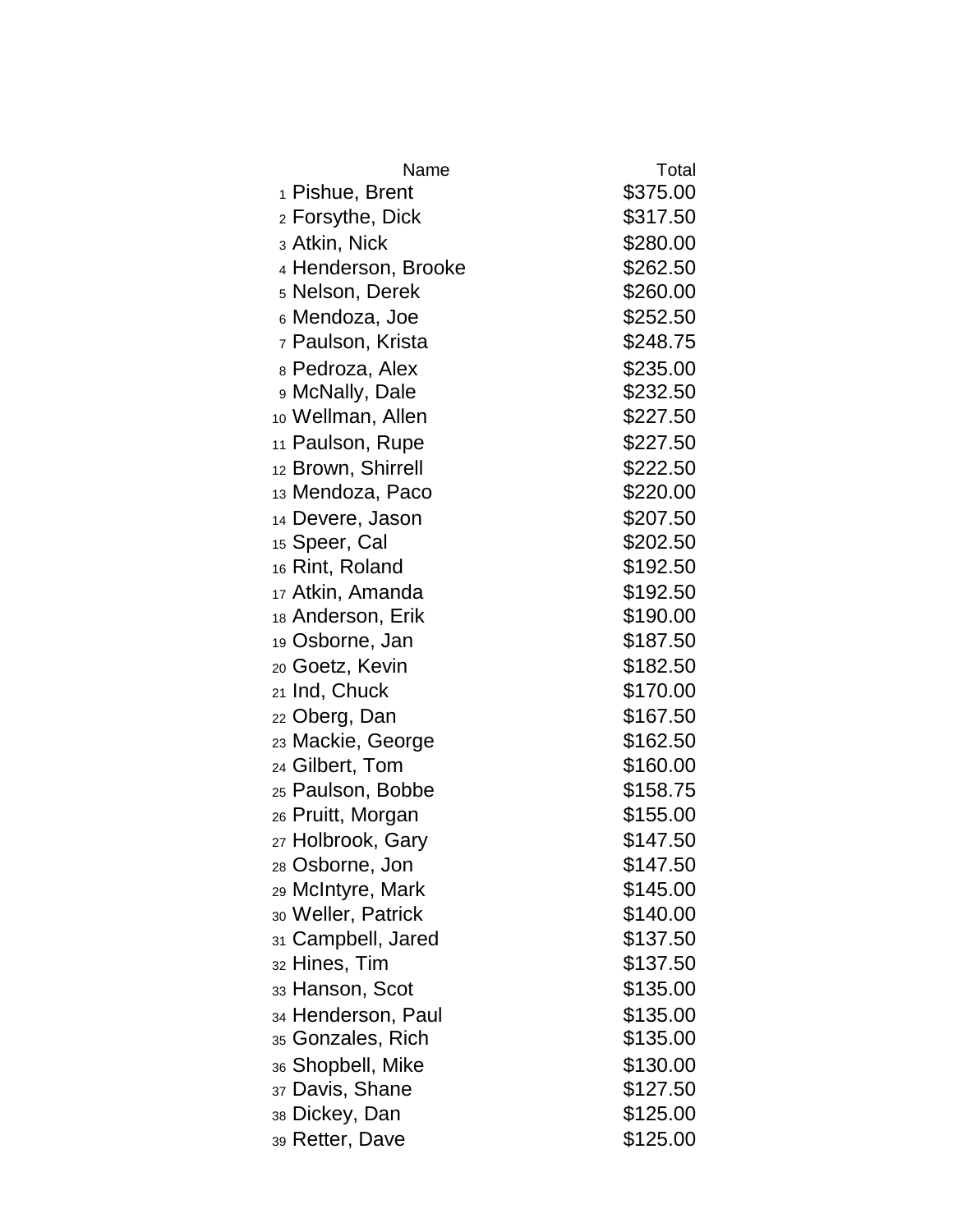| | Name | Total |
|---|---|---|
| 1 | Pishue, Brent | $375.00 |
| 2 | Forsythe, Dick | $317.50 |
| 3 | Atkin, Nick | $280.00 |
| 4 | Henderson, Brooke | $262.50 |
| 5 | Nelson, Derek | $260.00 |
| 6 | Mendoza, Joe | $252.50 |
| 7 | Paulson, Krista | $248.75 |
| 8 | Pedroza, Alex | $235.00 |
| 9 | McNally, Dale | $232.50 |
| 10 | Wellman, Allen | $227.50 |
| 11 | Paulson, Rupe | $227.50 |
| 12 | Brown, Shirrell | $222.50 |
| 13 | Mendoza, Paco | $220.00 |
| 14 | Devere, Jason | $207.50 |
| 15 | Speer, Cal | $202.50 |
| 16 | Rint, Roland | $192.50 |
| 17 | Atkin, Amanda | $192.50 |
| 18 | Anderson, Erik | $190.00 |
| 19 | Osborne, Jan | $187.50 |
| 20 | Goetz, Kevin | $182.50 |
| 21 | Ind, Chuck | $170.00 |
| 22 | Oberg, Dan | $167.50 |
| 23 | Mackie, George | $162.50 |
| 24 | Gilbert, Tom | $160.00 |
| 25 | Paulson, Bobbe | $158.75 |
| 26 | Pruitt, Morgan | $155.00 |
| 27 | Holbrook, Gary | $147.50 |
| 28 | Osborne, Jon | $147.50 |
| 29 | McIntyre, Mark | $145.00 |
| 30 | Weller, Patrick | $140.00 |
| 31 | Campbell, Jared | $137.50 |
| 32 | Hines, Tim | $137.50 |
| 33 | Hanson, Scot | $135.00 |
| 34 | Henderson, Paul | $135.00 |
| 35 | Gonzales, Rich | $135.00 |
| 36 | Shopbell, Mike | $130.00 |
| 37 | Davis, Shane | $127.50 |
| 38 | Dickey, Dan | $125.00 |
| 39 | Retter, Dave | $125.00 |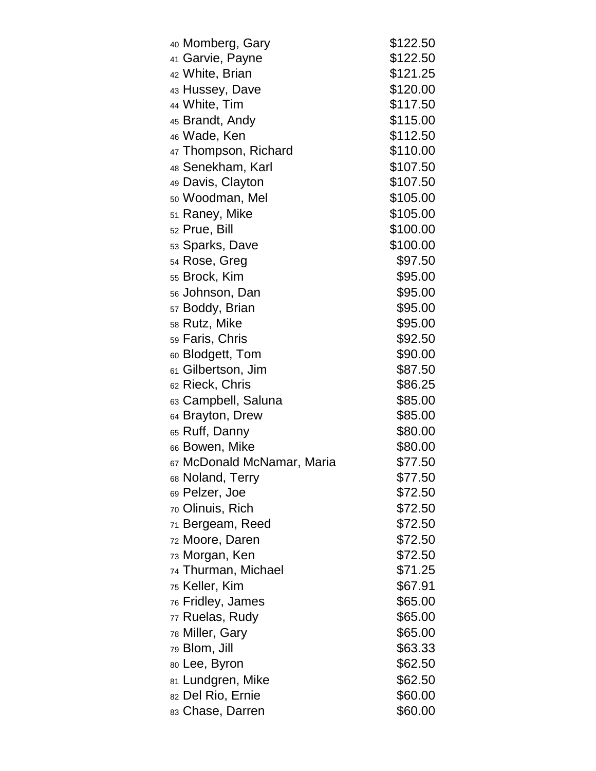| | | |
|---|---|---|
| 40 | Momberg, Gary | $122.50 |
| 41 | Garvie, Payne | $122.50 |
| 42 | White, Brian | $121.25 |
| 43 | Hussey, Dave | $120.00 |
| 44 | White, Tim | $117.50 |
| 45 | Brandt, Andy | $115.00 |
| 46 | Wade, Ken | $112.50 |
| 47 | Thompson, Richard | $110.00 |
| 48 | Senekham, Karl | $107.50 |
| 49 | Davis, Clayton | $107.50 |
| 50 | Woodman, Mel | $105.00 |
| 51 | Raney, Mike | $105.00 |
| 52 | Prue, Bill | $100.00 |
| 53 | Sparks, Dave | $100.00 |
| 54 | Rose, Greg | $97.50 |
| 55 | Brock, Kim | $95.00 |
| 56 | Johnson, Dan | $95.00 |
| 57 | Boddy, Brian | $95.00 |
| 58 | Rutz, Mike | $95.00 |
| 59 | Faris, Chris | $92.50 |
| 60 | Blodgett, Tom | $90.00 |
| 61 | Gilbertson, Jim | $87.50 |
| 62 | Rieck, Chris | $86.25 |
| 63 | Campbell, Saluna | $85.00 |
| 64 | Brayton, Drew | $85.00 |
| 65 | Ruff, Danny | $80.00 |
| 66 | Bowen, Mike | $80.00 |
| 67 | McDonald McNamar, Maria | $77.50 |
| 68 | Noland, Terry | $77.50 |
| 69 | Pelzer, Joe | $72.50 |
| 70 | Olinuis, Rich | $72.50 |
| 71 | Bergeam, Reed | $72.50 |
| 72 | Moore, Daren | $72.50 |
| 73 | Morgan, Ken | $72.50 |
| 74 | Thurman, Michael | $71.25 |
| 75 | Keller, Kim | $67.91 |
| 76 | Fridley, James | $65.00 |
| 77 | Ruelas, Rudy | $65.00 |
| 78 | Miller, Gary | $65.00 |
| 79 | Blom, Jill | $63.33 |
| 80 | Lee, Byron | $62.50 |
| 81 | Lundgren, Mike | $62.50 |
| 82 | Del Rio, Ernie | $60.00 |
| 83 | Chase, Darren | $60.00 |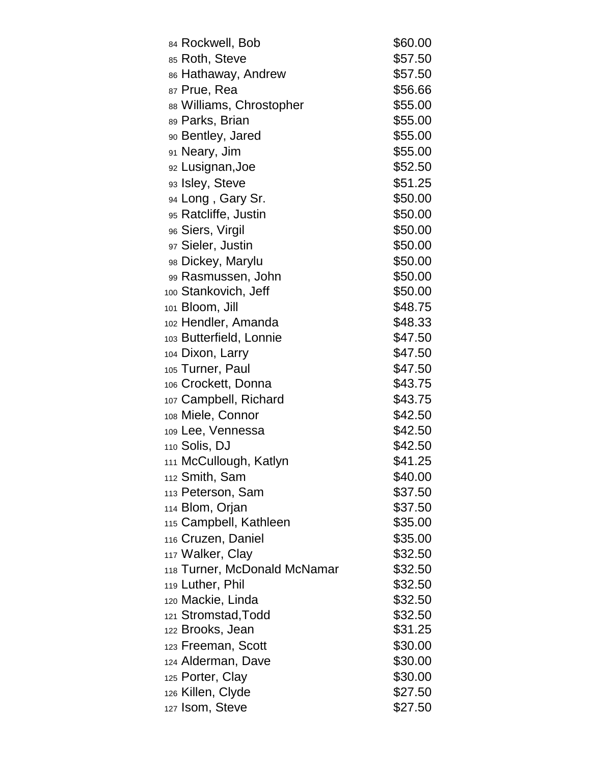| | | |
|---|---|---|
| 84 | Rockwell, Bob | $60.00 |
| 85 | Roth, Steve | $57.50 |
| 86 | Hathaway, Andrew | $57.50 |
| 87 | Prue, Rea | $56.66 |
| 88 | Williams, Chrostopher | $55.00 |
| 89 | Parks, Brian | $55.00 |
| 90 | Bentley, Jared | $55.00 |
| 91 | Neary, Jim | $55.00 |
| 92 | Lusignan,Joe | $52.50 |
| 93 | Isley, Steve | $51.25 |
| 94 | Long , Gary Sr. | $50.00 |
| 95 | Ratcliffe, Justin | $50.00 |
| 96 | Siers, Virgil | $50.00 |
| 97 | Sieler, Justin | $50.00 |
| 98 | Dickey, Marylu | $50.00 |
| 99 | Rasmussen, John | $50.00 |
| 100 | Stankovich, Jeff | $50.00 |
| 101 | Bloom, Jill | $48.75 |
| 102 | Hendler, Amanda | $48.33 |
| 103 | Butterfield, Lonnie | $47.50 |
| 104 | Dixon, Larry | $47.50 |
| 105 | Turner, Paul | $47.50 |
| 106 | Crockett, Donna | $43.75 |
| 107 | Campbell, Richard | $43.75 |
| 108 | Miele, Connor | $42.50 |
| 109 | Lee, Vennessa | $42.50 |
| 110 | Solis, DJ | $42.50 |
| 111 | McCullough, Katlyn | $41.25 |
| 112 | Smith, Sam | $40.00 |
| 113 | Peterson, Sam | $37.50 |
| 114 | Blom, Orjan | $37.50 |
| 115 | Campbell, Kathleen | $35.00 |
| 116 | Cruzen, Daniel | $35.00 |
| 117 | Walker, Clay | $32.50 |
| 118 | Turner, McDonald McNamar | $32.50 |
| 119 | Luther, Phil | $32.50 |
| 120 | Mackie, Linda | $32.50 |
| 121 | Stromstad,Todd | $32.50 |
| 122 | Brooks, Jean | $31.25 |
| 123 | Freeman, Scott | $30.00 |
| 124 | Alderman, Dave | $30.00 |
| 125 | Porter, Clay | $30.00 |
| 126 | Killen, Clyde | $27.50 |
| 127 | Isom, Steve | $27.50 |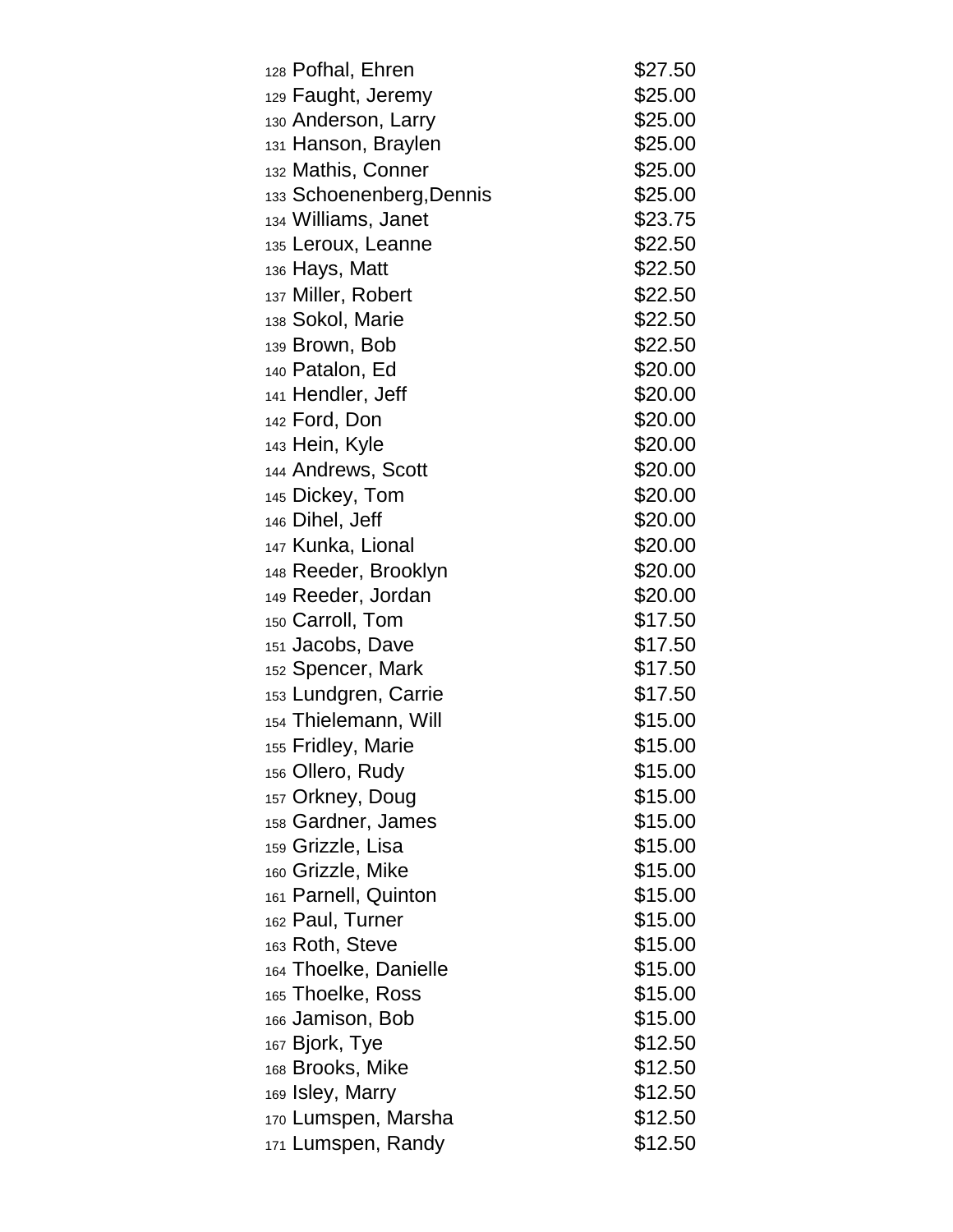| | | |
|---|---|---|
| 128 | Pofhal, Ehren | $27.50 |
| 129 | Faught, Jeremy | $25.00 |
| 130 | Anderson, Larry | $25.00 |
| 131 | Hanson, Braylen | $25.00 |
| 132 | Mathis, Conner | $25.00 |
| 133 | Schoenenberg,Dennis | $25.00 |
| 134 | Williams, Janet | $23.75 |
| 135 | Leroux, Leanne | $22.50 |
| 136 | Hays, Matt | $22.50 |
| 137 | Miller, Robert | $22.50 |
| 138 | Sokol, Marie | $22.50 |
| 139 | Brown, Bob | $22.50 |
| 140 | Patalon, Ed | $20.00 |
| 141 | Hendler, Jeff | $20.00 |
| 142 | Ford, Don | $20.00 |
| 143 | Hein, Kyle | $20.00 |
| 144 | Andrews, Scott | $20.00 |
| 145 | Dickey, Tom | $20.00 |
| 146 | Dihel, Jeff | $20.00 |
| 147 | Kunka, Lional | $20.00 |
| 148 | Reeder, Brooklyn | $20.00 |
| 149 | Reeder, Jordan | $20.00 |
| 150 | Carroll, Tom | $17.50 |
| 151 | Jacobs, Dave | $17.50 |
| 152 | Spencer, Mark | $17.50 |
| 153 | Lundgren, Carrie | $17.50 |
| 154 | Thielemann, Will | $15.00 |
| 155 | Fridley, Marie | $15.00 |
| 156 | Ollero, Rudy | $15.00 |
| 157 | Orkney, Doug | $15.00 |
| 158 | Gardner, James | $15.00 |
| 159 | Grizzle, Lisa | $15.00 |
| 160 | Grizzle, Mike | $15.00 |
| 161 | Parnell, Quinton | $15.00 |
| 162 | Paul, Turner | $15.00 |
| 163 | Roth, Steve | $15.00 |
| 164 | Thoelke, Danielle | $15.00 |
| 165 | Thoelke, Ross | $15.00 |
| 166 | Jamison, Bob | $15.00 |
| 167 | Bjork, Tye | $12.50 |
| 168 | Brooks, Mike | $12.50 |
| 169 | Isley, Marry | $12.50 |
| 170 | Lumspen, Marsha | $12.50 |
| 171 | Lumspen, Randy | $12.50 |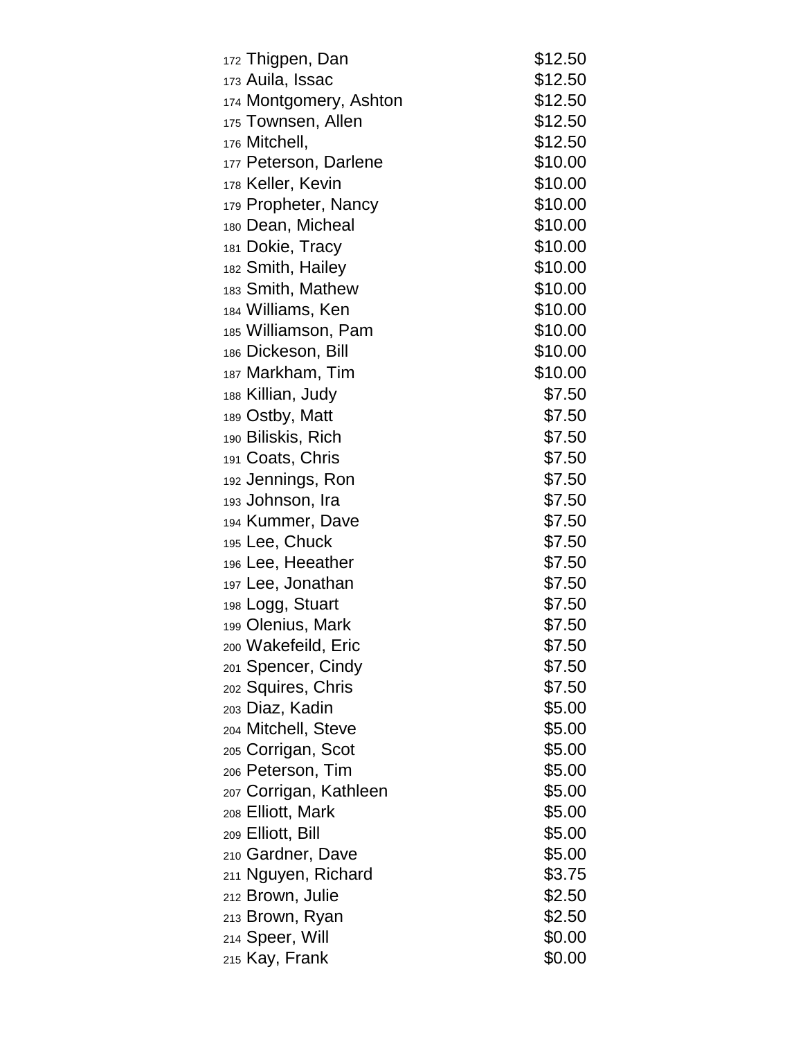| | | |
|---|---|---|
| 172 | Thigpen, Dan | $12.50 |
| 173 | Auila, Issac | $12.50 |
| 174 | Montgomery, Ashton | $12.50 |
| 175 | Townsen, Allen | $12.50 |
| 176 | Mitchell, | $12.50 |
| 177 | Peterson, Darlene | $10.00 |
| 178 | Keller, Kevin | $10.00 |
| 179 | Propheter, Nancy | $10.00 |
| 180 | Dean, Micheal | $10.00 |
| 181 | Dokie, Tracy | $10.00 |
| 182 | Smith, Hailey | $10.00 |
| 183 | Smith, Mathew | $10.00 |
| 184 | Williams, Ken | $10.00 |
| 185 | Williamson, Pam | $10.00 |
| 186 | Dickeson, Bill | $10.00 |
| 187 | Markham, Tim | $10.00 |
| 188 | Killian, Judy | $7.50 |
| 189 | Ostby, Matt | $7.50 |
| 190 | Biliskis, Rich | $7.50 |
| 191 | Coats, Chris | $7.50 |
| 192 | Jennings, Ron | $7.50 |
| 193 | Johnson, Ira | $7.50 |
| 194 | Kummer, Dave | $7.50 |
| 195 | Lee, Chuck | $7.50 |
| 196 | Lee, Heeather | $7.50 |
| 197 | Lee, Jonathan | $7.50 |
| 198 | Logg, Stuart | $7.50 |
| 199 | Olenius, Mark | $7.50 |
| 200 | Wakefeild, Eric | $7.50 |
| 201 | Spencer, Cindy | $7.50 |
| 202 | Squires, Chris | $7.50 |
| 203 | Diaz, Kadin | $5.00 |
| 204 | Mitchell, Steve | $5.00 |
| 205 | Corrigan, Scot | $5.00 |
| 206 | Peterson, Tim | $5.00 |
| 207 | Corrigan, Kathleen | $5.00 |
| 208 | Elliott, Mark | $5.00 |
| 209 | Elliott, Bill | $5.00 |
| 210 | Gardner, Dave | $5.00 |
| 211 | Nguyen, Richard | $3.75 |
| 212 | Brown, Julie | $2.50 |
| 213 | Brown, Ryan | $2.50 |
| 214 | Speer, Will | $0.00 |
| 215 | Kay, Frank | $0.00 |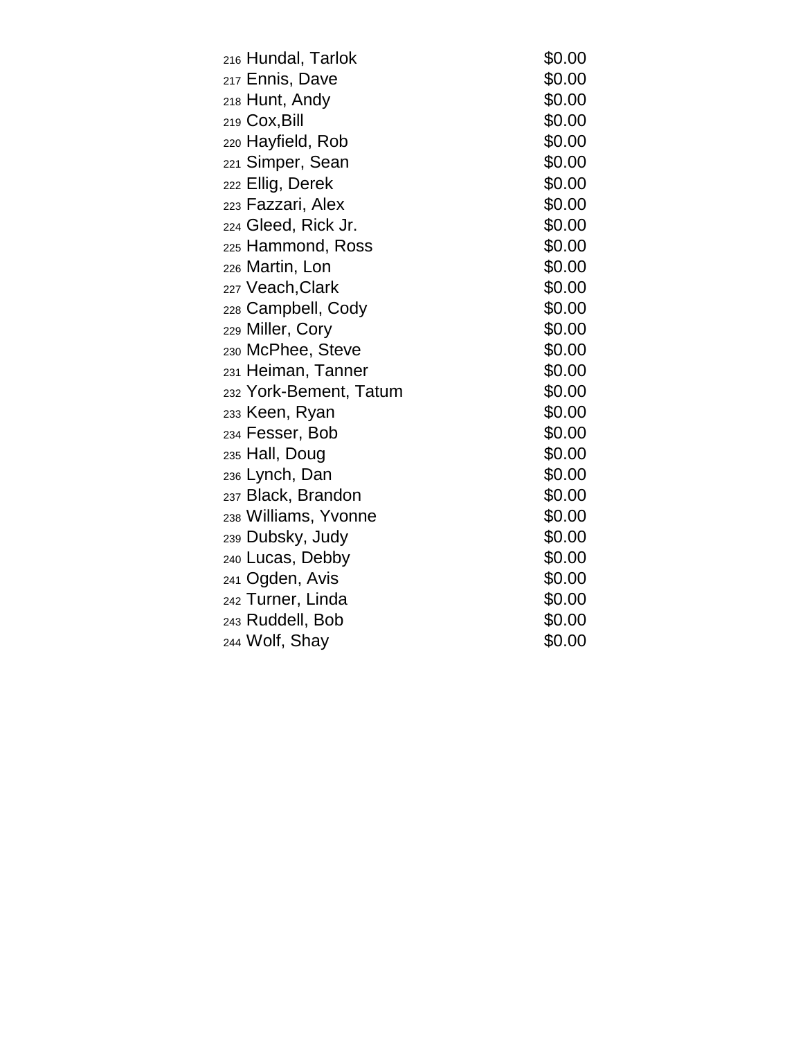| | | |
|---|---|---|
| 216 | Hundal, Tarlok | $0.00 |
| 217 | Ennis, Dave | $0.00 |
| 218 | Hunt, Andy | $0.00 |
| 219 | Cox,Bill | $0.00 |
| 220 | Hayfield, Rob | $0.00 |
| 221 | Simper, Sean | $0.00 |
| 222 | Ellig, Derek | $0.00 |
| 223 | Fazzari, Alex | $0.00 |
| 224 | Gleed, Rick Jr. | $0.00 |
| 225 | Hammond, Ross | $0.00 |
| 226 | Martin, Lon | $0.00 |
| 227 | Veach,Clark | $0.00 |
| 228 | Campbell, Cody | $0.00 |
| 229 | Miller, Cory | $0.00 |
| 230 | McPhee, Steve | $0.00 |
| 231 | Heiman, Tanner | $0.00 |
| 232 | York-Bement, Tatum | $0.00 |
| 233 | Keen, Ryan | $0.00 |
| 234 | Fesser, Bob | $0.00 |
| 235 | Hall, Doug | $0.00 |
| 236 | Lynch, Dan | $0.00 |
| 237 | Black, Brandon | $0.00 |
| 238 | Williams, Yvonne | $0.00 |
| 239 | Dubsky, Judy | $0.00 |
| 240 | Lucas, Debby | $0.00 |
| 241 | Ogden, Avis | $0.00 |
| 242 | Turner, Linda | $0.00 |
| 243 | Ruddell, Bob | $0.00 |
| 244 | Wolf, Shay | $0.00 |